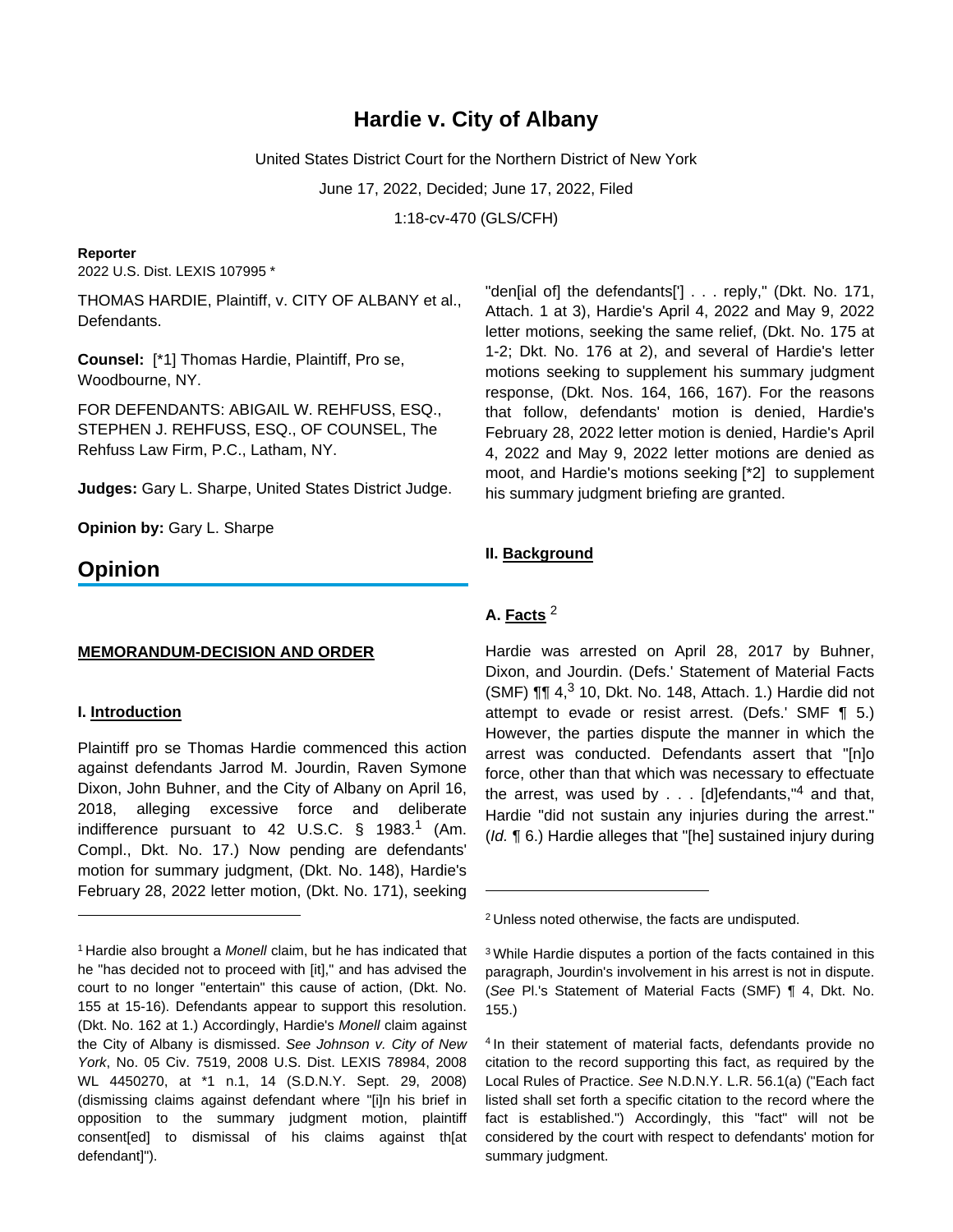# Hardie v. City of Albany

United States District Court for the Northern District of New York

June 17, 2022, Decided; June 17, 2022, Filed

1:18-cv-470 (GLS/CFH)

**Reporter**

2022 U.S. Dist. LEXIS 107995 *

THOMAS HARDIE, Plaintiff, v. CITY OF ALBANY et al., Defendants.

**Counsel:** [*1] Thomas Hardie, Plaintiff, Pro se, Woodbourne, NY.

FOR DEFENDANTS: ABIGAIL W. REHFUSS, ESQ., STEPHEN J. REHFUSS, ESQ., OF COUNSEL, The Rehfuss Law Firm, P.C., Latham, NY.

**Judges:** Gary L. Sharpe, United States District Judge.

**Opinion by:** Gary L. Sharpe

## Opinion

### MEMORANDUM-DECISION AND ORDER

### I. Introduction

Plaintiff pro se Thomas Hardie commenced this action against defendants Jarrod M. Jourdin, Raven Symone Dixon, John Buhner, and the City of Albany on April 16, 2018, alleging excessive force and deliberate indifference pursuant to 42 U.S.C. § 1983.[1] (Am. Compl., Dkt. No. 17.) Now pending are defendants' motion for summary judgment, (Dkt. No. 148), Hardie's February 28, 2022 letter motion, (Dkt. No. 171), seeking "den[ial of] the defendants['] . . . reply," (Dkt. No. 171, Attach. 1 at 3), Hardie's April 4, 2022 and May 9, 2022 letter motions, seeking the same relief, (Dkt. No. 175 at 1-2; Dkt. No. 176 at 2), and several of Hardie's letter motions seeking to supplement his summary judgment response, (Dkt. Nos. 164, 166, 167). For the reasons that follow, defendants' motion is denied, Hardie's February 28, 2022 letter motion is denied, Hardie's April 4, 2022 and May 9, 2022 letter motions are denied as moot, and Hardie's motions seeking [*2] to supplement his summary judgment briefing are granted.

### II. Background

### A. Facts [2]

Hardie was arrested on April 28, 2017 by Buhner, Dixon, and Jourdin. (Defs.' Statement of Material Facts (SMF) ¶¶ 4,[3] 10, Dkt. No. 148, Attach. 1.) Hardie did not attempt to evade or resist arrest. (Defs.' SMF ¶ 5.) However, the parties dispute the manner in which the arrest was conducted. Defendants assert that "[n]o force, other than that which was necessary to effectuate the arrest, was used by . . . [d]efendants,"[4] and that, Hardie "did not sustain any injuries during the arrest." (*Id.* ¶ 6.) Hardie alleges that "[he] sustained injury during

---

[1] Hardie also brought a *Monell* claim, but he has indicated that he "has decided not to proceed with [it]," and has advised the court to no longer "entertain" this cause of action, (Dkt. No. 155 at 15-16). Defendants appear to support this resolution. (Dkt. No. 162 at 1.) Accordingly, Hardie's *Monell* claim against the City of Albany is dismissed. *See Johnson v. City of New York*, No. 05 Civ. 7519, 2008 U.S. Dist. LEXIS 78984, 2008 WL 4450270, at *1 n.1, 14 (S.D.N.Y. Sept. 29, 2008) (dismissing claims against defendant where "[i]n his brief in opposition to the summary judgment motion, plaintiff consent[ed] to dismissal of his claims against th[at defendant]").

[2] Unless noted otherwise, the facts are undisputed.

[3] While Hardie disputes a portion of the facts contained in this paragraph, Jourdin's involvement in his arrest is not in dispute. (*See* Pl.'s Statement of Material Facts (SMF) ¶ 4, Dkt. No. 155.)

[4] In their statement of material facts, defendants provide no citation to the record supporting this fact, as required by the Local Rules of Practice. *See* N.D.N.Y. L.R. 56.1(a) ("Each fact listed shall set forth a specific citation to the record where the fact is established.") Accordingly, this "fact" will not be considered by the court with respect to defendants' motion for summary judgment.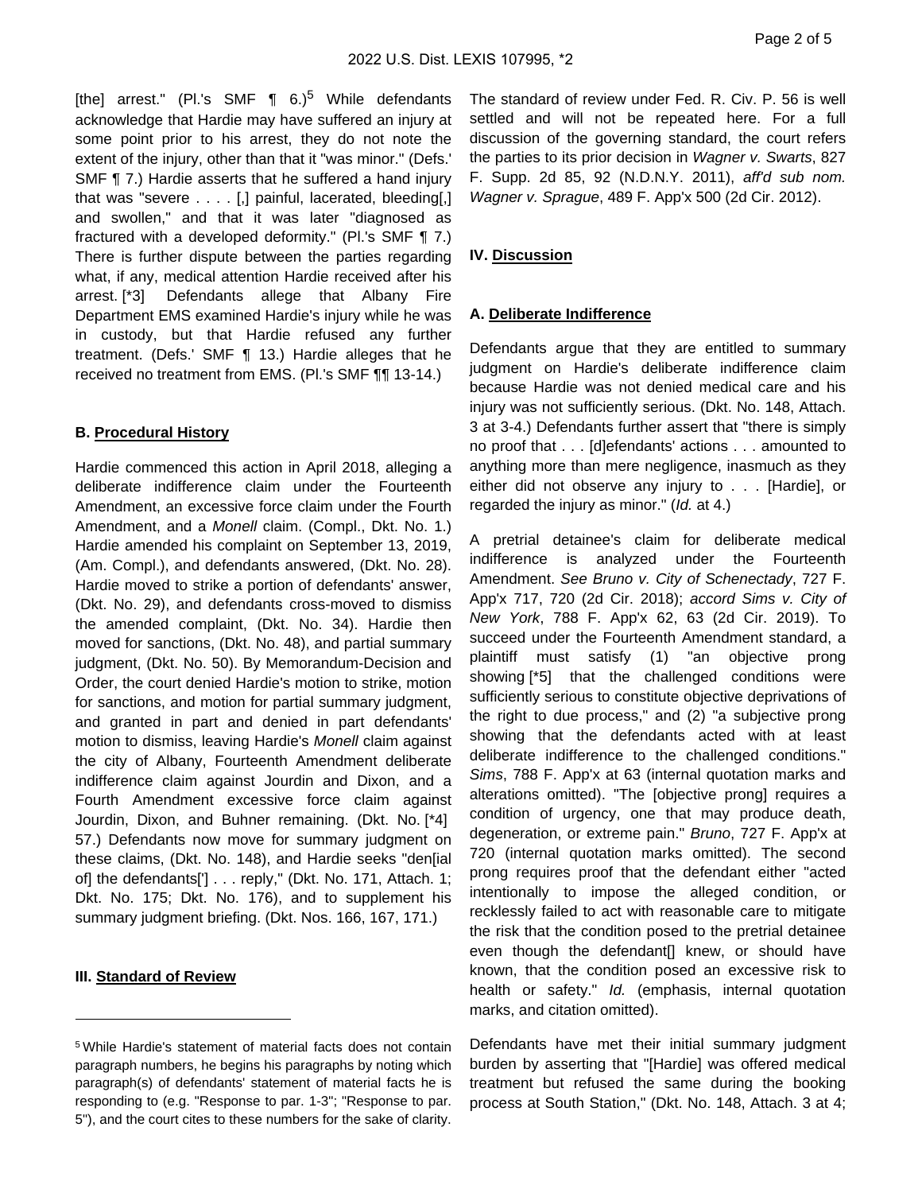[the] arrest." (Pl.'s SMF ¶ 6.)[5] While defendants acknowledge that Hardie may have suffered an injury at some point prior to his arrest, they do not note the extent of the injury, other than that it "was minor." (Defs.' SMF ¶ 7.) Hardie asserts that he suffered a hand injury that was "severe . . . . [,] painful, lacerated, bleeding[,] and swollen," and that it was later "diagnosed as fractured with a developed deformity." (Pl.'s SMF ¶ 7.) There is further dispute between the parties regarding what, if any, medical attention Hardie received after his arrest. [*3] Defendants allege that Albany Fire Department EMS examined Hardie's injury while he was in custody, but that Hardie refused any further treatment. (Defs.' SMF ¶ 13.) Hardie alleges that he received no treatment from EMS. (Pl.'s SMF ¶¶ 13-14.)

### B. Procedural History

Hardie commenced this action in April 2018, alleging a deliberate indifference claim under the Fourteenth Amendment, an excessive force claim under the Fourth Amendment, and a *Monell* claim. (Compl., Dkt. No. 1.) Hardie amended his complaint on September 13, 2019, (Am. Compl.), and defendants answered, (Dkt. No. 28). Hardie moved to strike a portion of defendants' answer, (Dkt. No. 29), and defendants cross-moved to dismiss the amended complaint, (Dkt. No. 34). Hardie then moved for sanctions, (Dkt. No. 48), and partial summary judgment, (Dkt. No. 50). By Memorandum-Decision and Order, the court denied Hardie's motion to strike, motion for sanctions, and motion for partial summary judgment, and granted in part and denied in part defendants' motion to dismiss, leaving Hardie's *Monell* claim against the city of Albany, Fourteenth Amendment deliberate indifference claim against Jourdin and Dixon, and a Fourth Amendment excessive force claim against Jourdin, Dixon, and Buhner remaining. (Dkt. No. [*4] 57.) Defendants now move for summary judgment on these claims, (Dkt. No. 148), and Hardie seeks "den[ial of] the defendants['] . . . reply," (Dkt. No. 171, Attach. 1; Dkt. No. 175; Dkt. No. 176), and to supplement his summary judgment briefing. (Dkt. Nos. 166, 167, 171.)

## III. Standard of Review

The standard of review under Fed. R. Civ. P. 56 is well settled and will not be repeated here. For a full discussion of the governing standard, the court refers the parties to its prior decision in *Wagner v. Swarts*, 827 F. Supp. 2d 85, 92 (N.D.N.Y. 2011), *aff'd sub nom. Wagner v. Sprague*, 489 F. App'x 500 (2d Cir. 2012).

## IV. Discussion

### A. Deliberate Indifference

Defendants argue that they are entitled to summary judgment on Hardie's deliberate indifference claim because Hardie was not denied medical care and his injury was not sufficiently serious. (Dkt. No. 148, Attach. 3 at 3-4.) Defendants further assert that "there is simply no proof that . . . [d]efendants' actions . . . amounted to anything more than mere negligence, inasmuch as they either did not observe any injury to . . . [Hardie], or regarded the injury as minor." (*Id.* at 4.)

A pretrial detainee's claim for deliberate medical indifference is analyzed under the Fourteenth Amendment. *See Bruno v. City of Schenectady*, 727 F. App'x 717, 720 (2d Cir. 2018); *accord Sims v. City of New York*, 788 F. App'x 62, 63 (2d Cir. 2019). To succeed under the Fourteenth Amendment standard, a plaintiff must satisfy (1) "an objective prong showing [*5] that the challenged conditions were sufficiently serious to constitute objective deprivations of the right to due process," and (2) "a subjective prong showing that the defendants acted with at least deliberate indifference to the challenged conditions." *Sims*, 788 F. App'x at 63 (internal quotation marks and alterations omitted). "The [objective prong] requires a condition of urgency, one that may produce death, degeneration, or extreme pain." *Bruno*, 727 F. App'x at 720 (internal quotation marks omitted). The second prong requires proof that the defendant either "acted intentionally to impose the alleged condition, or recklessly failed to act with reasonable care to mitigate the risk that the condition posed to the pretrial detainee even though the defendant[] knew, or should have known, that the condition posed an excessive risk to health or safety." *Id.* (emphasis, internal quotation marks, and citation omitted).

Defendants have met their initial summary judgment burden by asserting that "[Hardie] was offered medical treatment but refused the same during the booking process at South Station," (Dkt. No. 148, Attach. 3 at 4;

[5] While Hardie's statement of material facts does not contain paragraph numbers, he begins his paragraphs by noting which paragraph(s) of defendants' statement of material facts he is responding to (e.g. "Response to par. 1-3"; "Response to par. 5"), and the court cites to these numbers for the sake of clarity.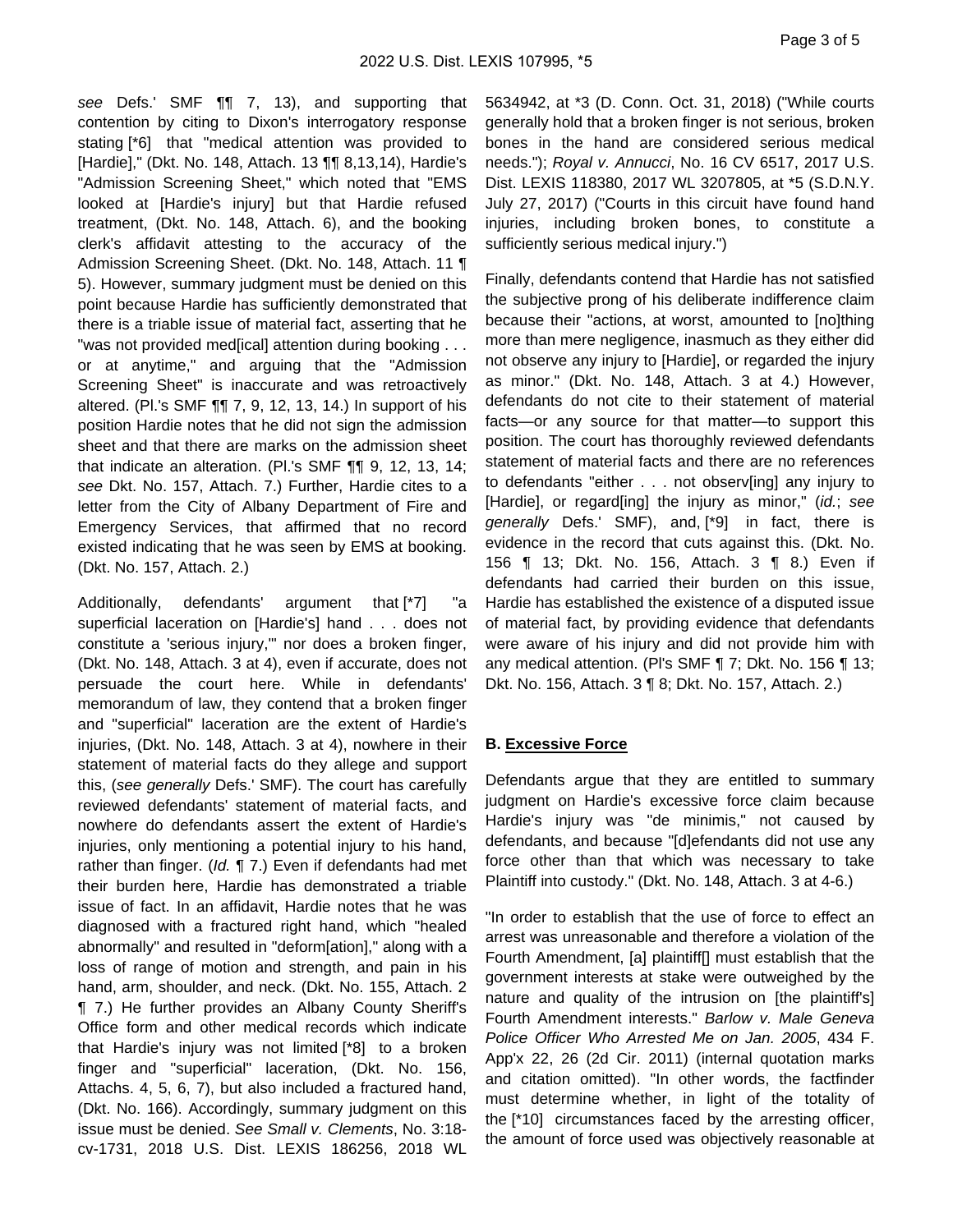*see* Defs.' SMF ¶¶ 7, 13), and supporting that contention by citing to Dixon's interrogatory response stating [*6] that "medical attention was provided to [Hardie]," (Dkt. No. 148, Attach. 13 ¶¶ 8,13,14), Hardie's "Admission Screening Sheet," which noted that "EMS looked at [Hardie's injury] but that Hardie refused treatment, (Dkt. No. 148, Attach. 6), and the booking clerk's affidavit attesting to the accuracy of the Admission Screening Sheet. (Dkt. No. 148, Attach. 11 ¶ 5). However, summary judgment must be denied on this point because Hardie has sufficiently demonstrated that there is a triable issue of material fact, asserting that he "was not provided med[ical] attention during booking . . . or at anytime," and arguing that the "Admission Screening Sheet" is inaccurate and was retroactively altered. (Pl.'s SMF ¶¶ 7, 9, 12, 13, 14.) In support of his position Hardie notes that he did not sign the admission sheet and that there are marks on the admission sheet that indicate an alteration. (Pl.'s SMF ¶¶ 9, 12, 13, 14; *see* Dkt. No. 157, Attach. 7.) Further, Hardie cites to a letter from the City of Albany Department of Fire and Emergency Services, that affirmed that no record existed indicating that he was seen by EMS at booking. (Dkt. No. 157, Attach. 2.)

Additionally, defendants' argument that [*7] "a superficial laceration on [Hardie's] hand . . . does not constitute a 'serious injury,'" nor does a broken finger, (Dkt. No. 148, Attach. 3 at 4), even if accurate, does not persuade the court here. While in defendants' memorandum of law, they contend that a broken finger and "superficial" laceration are the extent of Hardie's injuries, (Dkt. No. 148, Attach. 3 at 4), nowhere in their statement of material facts do they allege and support this, (*see generally* Defs.' SMF). The court has carefully reviewed defendants' statement of material facts, and nowhere do defendants assert the extent of Hardie's injuries, only mentioning a potential injury to his hand, rather than finger. (*Id.* ¶ 7.) Even if defendants had met their burden here, Hardie has demonstrated a triable issue of fact. In an affidavit, Hardie notes that he was diagnosed with a fractured right hand, which "healed abnormally" and resulted in "deform[ation]," along with a loss of range of motion and strength, and pain in his hand, arm, shoulder, and neck. (Dkt. No. 155, Attach. 2 ¶ 7.) He further provides an Albany County Sheriff's Office form and other medical records which indicate that Hardie's injury was not limited [*8] to a broken finger and "superficial" laceration, (Dkt. No. 156, Attachs. 4, 5, 6, 7), but also included a fractured hand, (Dkt. No. 166). Accordingly, summary judgment on this issue must be denied. *See Small v. Clements*, No. 3:18-cv-1731, 2018 U.S. Dist. LEXIS 186256, 2018 WL 5634942, at *3 (D. Conn. Oct. 31, 2018) ("While courts generally hold that a broken finger is not serious, broken bones in the hand are considered serious medical needs."); *Royal v. Annucci*, No. 16 CV 6517, 2017 U.S. Dist. LEXIS 118380, 2017 WL 3207805, at *5 (S.D.N.Y. July 27, 2017) ("Courts in this circuit have found hand injuries, including broken bones, to constitute a sufficiently serious medical injury.")

Finally, defendants contend that Hardie has not satisfied the subjective prong of his deliberate indifference claim because their "actions, at worst, amounted to [no]thing more than mere negligence, inasmuch as they either did not observe any injury to [Hardie], or regarded the injury as minor." (Dkt. No. 148, Attach. 3 at 4.) However, defendants do not cite to their statement of material facts—or any source for that matter—to support this position. The court has thoroughly reviewed defendants statement of material facts and there are no references to defendants "either . . . not observ[ing] any injury to [Hardie], or regard[ing] the injury as minor," (*id.*; *see generally* Defs.' SMF), and, [*9] in fact, there is evidence in the record that cuts against this. (Dkt. No. 156 ¶ 13; Dkt. No. 156, Attach. 3 ¶ 8.) Even if defendants had carried their burden on this issue, Hardie has established the existence of a disputed issue of material fact, by providing evidence that defendants were aware of his injury and did not provide him with any medical attention. (Pl's SMF ¶ 7; Dkt. No. 156 ¶ 13; Dkt. No. 156, Attach. 3 ¶ 8; Dkt. No. 157, Attach. 2.)

### B. Excessive Force

Defendants argue that they are entitled to summary judgment on Hardie's excessive force claim because Hardie's injury was "de minimis," not caused by defendants, and because "[d]efendants did not use any force other than that which was necessary to take Plaintiff into custody." (Dkt. No. 148, Attach. 3 at 4-6.)

"In order to establish that the use of force to effect an arrest was unreasonable and therefore a violation of the Fourth Amendment, [a] plaintiff[] must establish that the government interests at stake were outweighed by the nature and quality of the intrusion on [the plaintiff's] Fourth Amendment interests." *Barlow v. Male Geneva Police Officer Who Arrested Me on Jan. 2005*, 434 F. App'x 22, 26 (2d Cir. 2011) (internal quotation marks and citation omitted). "In other words, the factfinder must determine whether, in light of the totality of the [*10] circumstances faced by the arresting officer, the amount of force used was objectively reasonable at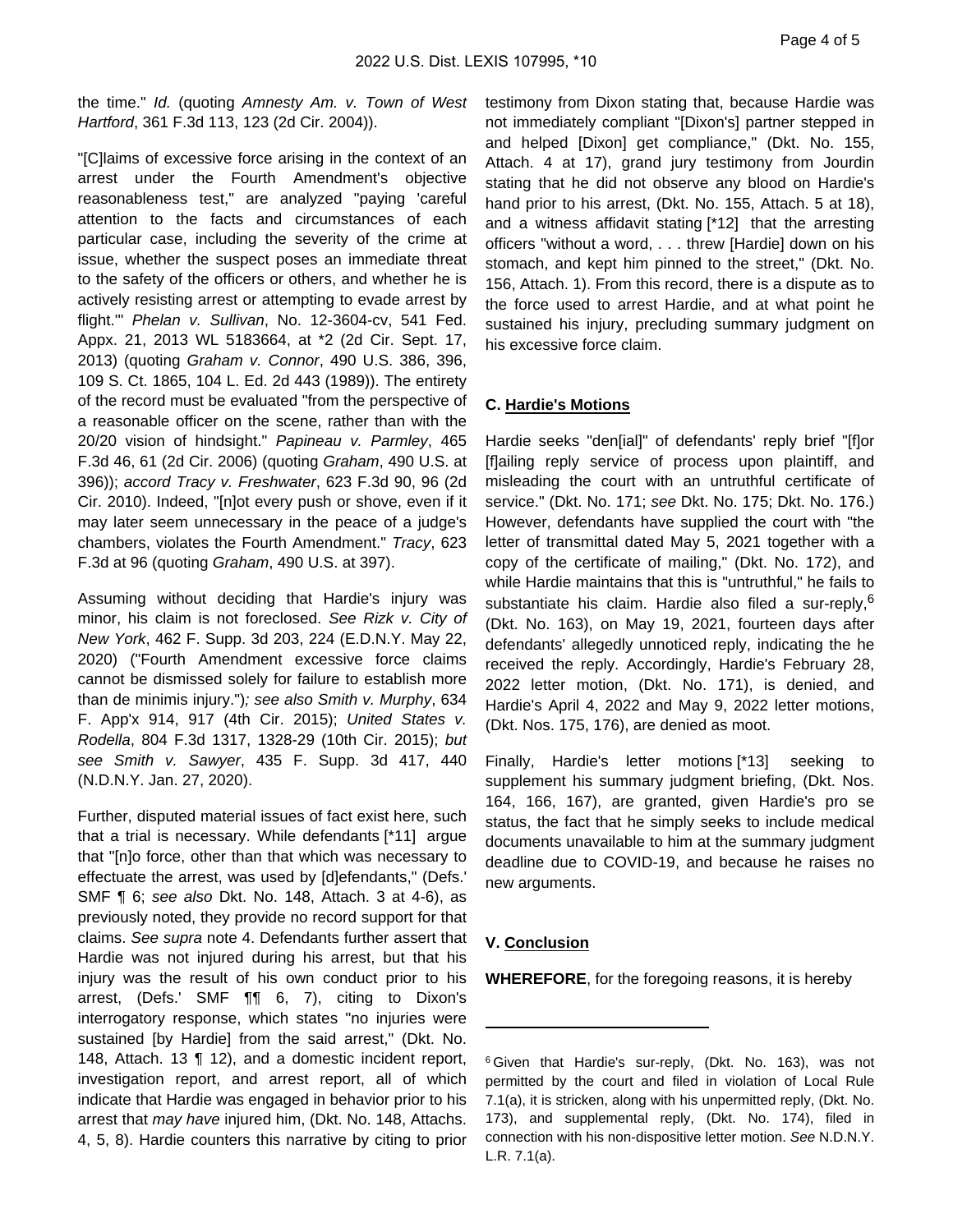the time." *Id.* (quoting *Amnesty Am. v. Town of West Hartford*, 361 F.3d 113, 123 (2d Cir. 2004)).

"[C]laims of excessive force arising in the context of an arrest under the Fourth Amendment's objective reasonableness test," are analyzed "paying 'careful attention to the facts and circumstances of each particular case, including the severity of the crime at issue, whether the suspect poses an immediate threat to the safety of the officers or others, and whether he is actively resisting arrest or attempting to evade arrest by flight.'" *Phelan v. Sullivan*, No. 12-3604-cv, 541 Fed. Appx. 21, 2013 WL 5183664, at *2 (2d Cir. Sept. 17, 2013) (quoting *Graham v. Connor*, 490 U.S. 386, 396, 109 S. Ct. 1865, 104 L. Ed. 2d 443 (1989)). The entirety of the record must be evaluated "from the perspective of a reasonable officer on the scene, rather than with the 20/20 vision of hindsight." *Papineau v. Parmley*, 465 F.3d 46, 61 (2d Cir. 2006) (quoting *Graham*, 490 U.S. at 396)); *accord Tracy v. Freshwater*, 623 F.3d 90, 96 (2d Cir. 2010). Indeed, "[n]ot every push or shove, even if it may later seem unnecessary in the peace of a judge's chambers, violates the Fourth Amendment." *Tracy*, 623 F.3d at 96 (quoting *Graham*, 490 U.S. at 397).

Assuming without deciding that Hardie's injury was minor, his claim is not foreclosed. *See Rizk v. City of New York*, 462 F. Supp. 3d 203, 224 (E.D.N.Y. May 22, 2020) ("Fourth Amendment excessive force claims cannot be dismissed solely for failure to establish more than de minimis injury."); *see also Smith v. Murphy*, 634 F. App'x 914, 917 (4th Cir. 2015); *United States v. Rodella*, 804 F.3d 1317, 1328-29 (10th Cir. 2015); *but see Smith v. Sawyer*, 435 F. Supp. 3d 417, 440 (N.D.N.Y. Jan. 27, 2020).

Further, disputed material issues of fact exist here, such that a trial is necessary. While defendants [*11] argue that "[n]o force, other than that which was necessary to effectuate the arrest, was used by [d]efendants," (Defs.' SMF ¶ 6; *see also* Dkt. No. 148, Attach. 3 at 4-6), as previously noted, they provide no record support for that claims. *See supra* note 4. Defendants further assert that Hardie was not injured during his arrest, but that his injury was the result of his own conduct prior to his arrest, (Defs.' SMF ¶¶ 6, 7), citing to Dixon's interrogatory response, which states "no injuries were sustained [by Hardie] from the said arrest," (Dkt. No. 148, Attach. 13 ¶ 12), and a domestic incident report, investigation report, and arrest report, all of which indicate that Hardie was engaged in behavior prior to his arrest that *may have* injured him, (Dkt. No. 148, Attachs. 4, 5, 8). Hardie counters this narrative by citing to prior testimony from Dixon stating that, because Hardie was not immediately compliant "[Dixon's] partner stepped in and helped [Dixon] get compliance," (Dkt. No. 155, Attach. 4 at 17), grand jury testimony from Jourdin stating that he did not observe any blood on Hardie's hand prior to his arrest, (Dkt. No. 155, Attach. 5 at 18), and a witness affidavit stating [*12] that the arresting officers "without a word, . . . threw [Hardie] down on his stomach, and kept him pinned to the street," (Dkt. No. 156, Attach. 1). From this record, there is a dispute as to the force used to arrest Hardie, and at what point he sustained his injury, precluding summary judgment on his excessive force claim.

### C. Hardie's Motions

Hardie seeks "den[ial]" of defendants' reply brief "[f]or [f]ailing reply service of process upon plaintiff, and misleading the court with an untruthful certificate of service." (Dkt. No. 171; *see* Dkt. No. 175; Dkt. No. 176.) However, defendants have supplied the court with "the letter of transmittal dated May 5, 2021 together with a copy of the certificate of mailing," (Dkt. No. 172), and while Hardie maintains that this is "untruthful," he fails to substantiate his claim. Hardie also filed a sur-reply,[6] (Dkt. No. 163), on May 19, 2021, fourteen days after defendants' allegedly unnoticed reply, indicating the he received the reply. Accordingly, Hardie's February 28, 2022 letter motion, (Dkt. No. 171), is denied, and Hardie's April 4, 2022 and May 9, 2022 letter motions, (Dkt. Nos. 175, 176), are denied as moot.

Finally, Hardie's letter motions [*13] seeking to supplement his summary judgment briefing, (Dkt. Nos. 164, 166, 167), are granted, given Hardie's pro se status, the fact that he simply seeks to include medical documents unavailable to him at the summary judgment deadline due to COVID-19, and because he raises no new arguments.

## V. Conclusion

**WHEREFORE**, for the foregoing reasons, it is hereby

---

[6] Given that Hardie's sur-reply, (Dkt. No. 163), was not permitted by the court and filed in violation of Local Rule 7.1(a), it is stricken, along with his unpermitted reply, (Dkt. No. 173), and supplemental reply, (Dkt. No. 174), filed in connection with his non-dispositive letter motion. *See* N.D.N.Y. L.R. 7.1(a).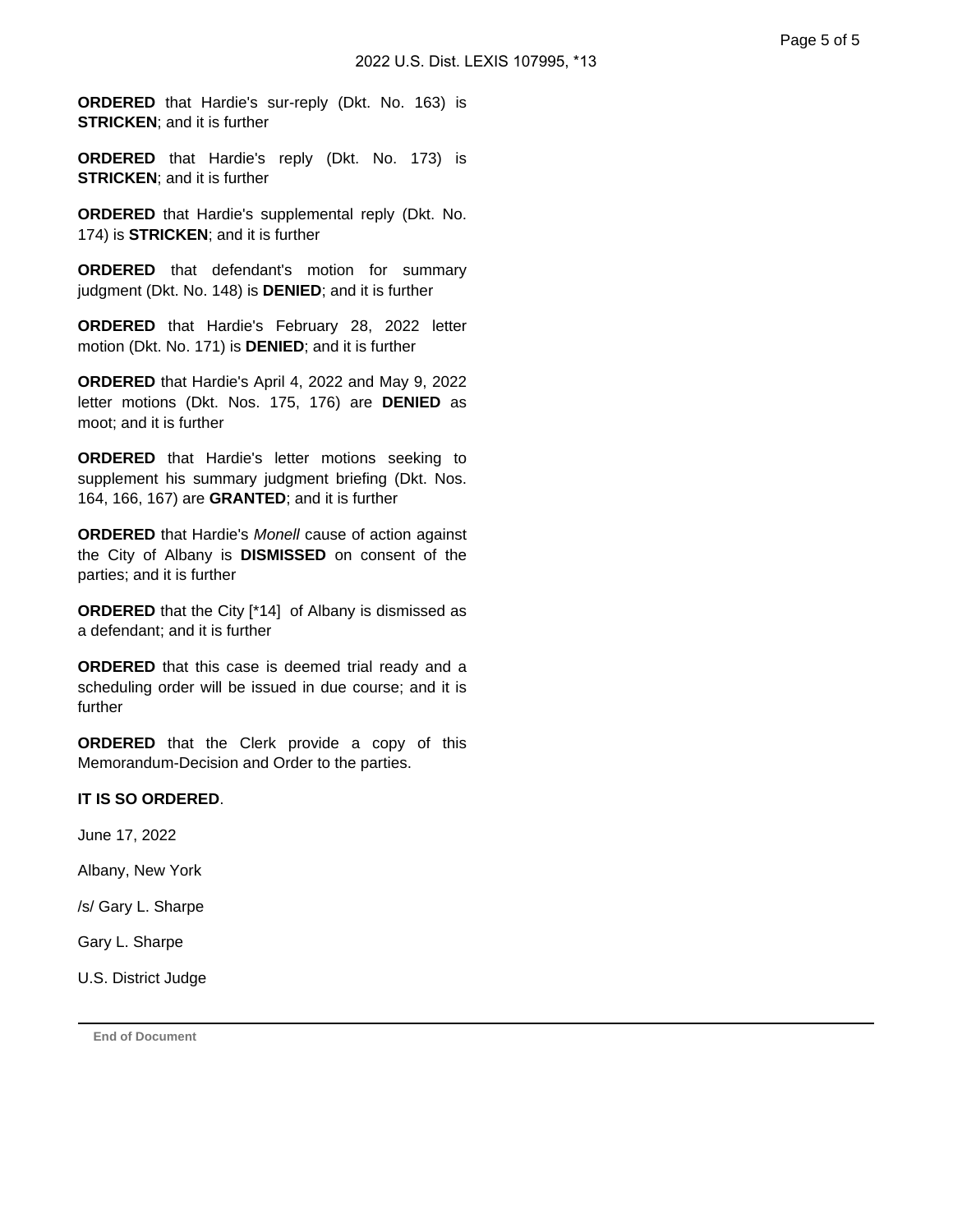**ORDERED** that Hardie's sur-reply (Dkt. No. 163) is **STRICKEN**; and it is further

**ORDERED** that Hardie's reply (Dkt. No. 173) is **STRICKEN**; and it is further

**ORDERED** that Hardie's supplemental reply (Dkt. No. 174) is **STRICKEN**; and it is further

**ORDERED** that defendant's motion for summary judgment (Dkt. No. 148) is **DENIED**; and it is further

**ORDERED** that Hardie's February 28, 2022 letter motion (Dkt. No. 171) is **DENIED**; and it is further

**ORDERED** that Hardie's April 4, 2022 and May 9, 2022 letter motions (Dkt. Nos. 175, 176) are **DENIED** as moot; and it is further

**ORDERED** that Hardie's letter motions seeking to supplement his summary judgment briefing (Dkt. Nos. 164, 166, 167) are **GRANTED**; and it is further

**ORDERED** that Hardie's *Monell* cause of action against the City of Albany is **DISMISSED** on consent of the parties; and it is further

**ORDERED** that the City [*14] of Albany is dismissed as a defendant; and it is further

**ORDERED** that this case is deemed trial ready and a scheduling order will be issued in due course; and it is further

**ORDERED** that the Clerk provide a copy of this Memorandum-Decision and Order to the parties.

**IT IS SO ORDERED**.

June 17, 2022

Albany, New York

/s/ Gary L. Sharpe

Gary L. Sharpe

U.S. District Judge

---

**End of Document**